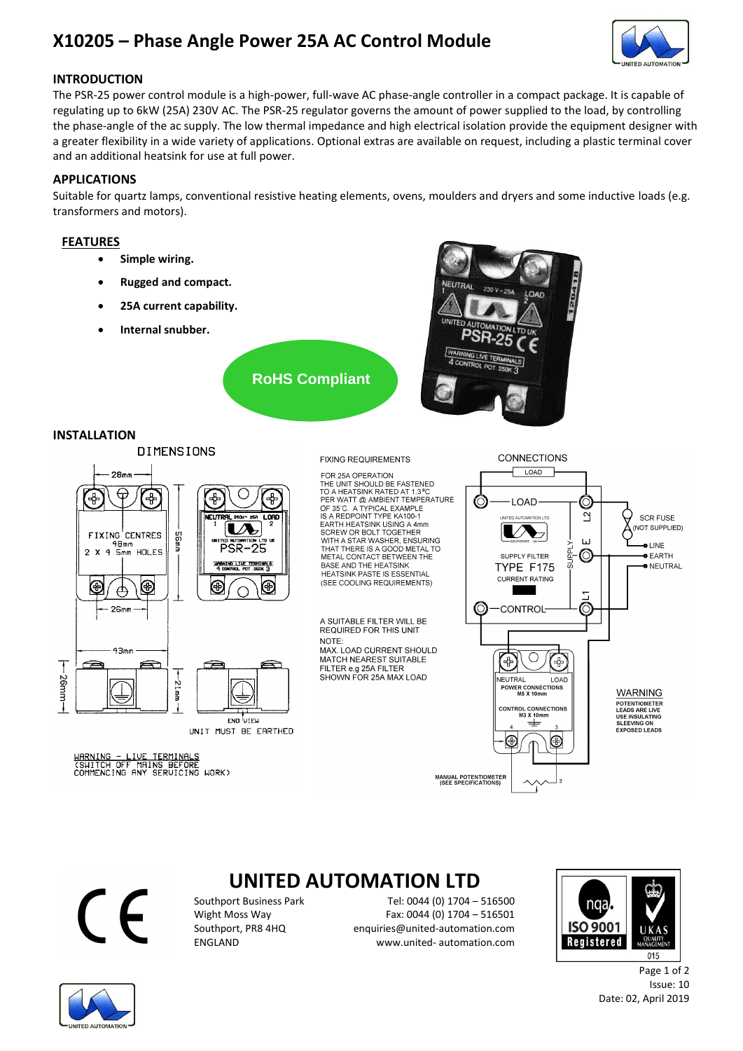# X10205 – Phase Angle Power 25A AC Control Module

## INTRODUCTION

The PSR-25 power control module is a high-power, full-wave AC phase-angle controller in a compact package. It is capable of regulating up to 6kW (25A) 230V AC. The PSR-25 regulator governs the amount of power supplied to the load, by controlling the phase-angle of the ac supply. The low thermal impedance and high electrical isolation provide the equipment designer with a greater flexibility in a wide variety of applications. Optional extras are available on request, including a plastic terminal cover and an additional heatsink for use at full power.

## APPLICATIONS

Suitable for quartz lamps, conventional resistive heating elements, ovens, moulders and dryers and some inductive loads (e.g. transformers and motors).

## FEATURES

- **Simple wiring.**
- **Rugged and compact.**
- **25A current capability.**
- **Internal snubber.**

**RoHS Compliant**

## INSTALLATION

DIMENSIONS

FIXING CENTRES 48mm 2 X 4.5mm HOLES

28mm, 26mm, 56mm, 43mm, 26mm, 21mm

END VIEW

UNIT MUST BE EARTHED

WARNING – LIVE TERMINALS (SWITCH OFF MAINS BEFORE COMMENCING ANY SERVICING WORK)

FIXING REQUIREMENTS

FOR 25A OPERATION THE UNIT SHOULD BE FASTENED TO A HEATSINK RATED AT 1.3°C PER WATT @ AMBIENT TEMPERATURE OF 35°C. A TYPICAL EXAMPLE IS A REDPOINT TYPE KA100-1 EARTH HEATSINK USING A 4mm SCREW OR BOLT TOGETHER WITH A STAR WASHER, ENSURING THAT THERE IS A GOOD METAL TO METAL CONTACT BETWEEN THE BASE AND THE HEATSINK HEATSINK PASTE IS ESSENTIAL (SEE COOLING REQUIREMENTS)

A SUITABLE FILTER WILL BE REQUIRED FOR THIS UNIT

NOTE:
MAX. LOAD CURRENT SHOULD MATCH NEAREST SUITABLE FILTER e.g 25A FILTER SHOWN FOR 25A MAX LOAD

CONNECTIONS

LOAD, SUPPLY FILTER TYPE F175, CURRENT RATING, CONTROL, L2, E, L1, SUPPLY, SCR FUSE (NOT SUPPLIED), LINE, EARTH, NEUTRAL

NEUTRAL, LOAD, POWER CONNECTIONS M5 X 10mm, CONTROL CONNECTIONS M3 X 10mm, 4, 3

MANUAL POTENTIOMETER (SEE SPECIFICATIONS)

WARNING
POTENTIOMETER LEADS ARE LIVE USE INSULATING SLEEVING ON EXPOSED LEADS

## UNITED AUTOMATION LTD

Southport Business Park
Wight Moss Way
Southport, PR8 4HQ
ENGLAND

Tel: 0044 (0) 1704 – 516500
Fax: 0044 (0) 1704 – 516501
enquiries@united-automation.com
www.united- automation.com

Issue: 10
Date: 02, April 2019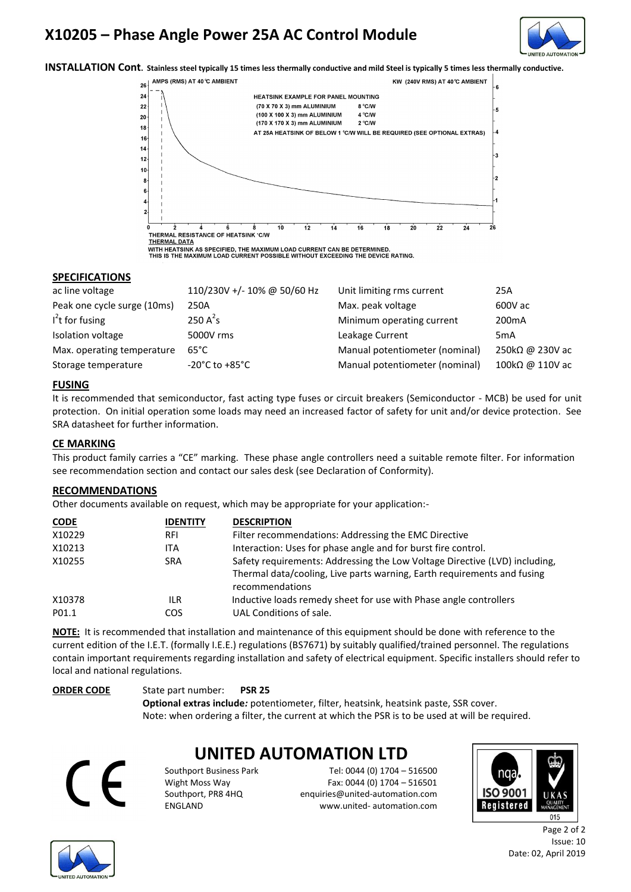# X10205 – Phase Angle Power 25A AC Control Module

**INSTALLATION Cont.** Stainless steel typically 15 times less thermally conductive and mild Steel is typically 5 times less thermally conductive.

AMPS (RMS) AT 40°C AMBIENT

KW (240V RMS) AT 40°C AMBIENT

HEATSINK EXAMPLE FOR PANEL MOUNTING

(70 X 70 X 3) mm ALUMINIUM 8 °C/W

(100 X 100 X 3) mm ALUMINIUM 4 °C/W

(170 X 170 X 3) mm ALUMINIUM 2 °C/W

AT 25A HEATSINK OF BELOW 1 °C/W WILL BE REQUIRED (SEE OPTIONAL EXTRAS)

THERMAL RESISTANCE OF HEATSINK °C/W

THERMAL DATA

WITH HEATSINK AS SPECIFIED, THE MAXIMUM LOAD CURRENT CAN BE DETERMINED.
THIS IS THE MAXIMUM LOAD CURRENT POSSIBLE WITHOUT EXCEEDING THE DEVICE RATING.

## SPECIFICATIONS

| | | | |
|---|---|---|---|
| ac line voltage | 110/230V +/- 10% @ 50/60 Hz | Unit limiting rms current | 25A |
| Peak one cycle surge (10ms) | 250A | Max. peak voltage | 600V ac |
| $I^2t$ for fusing | 250 $A^2s$ | Minimum operating current | 200mA |
| Isolation voltage | 5000V rms | Leakage Current | 5mA |
| Max. operating temperature | 65°C | Manual potentiometer (nominal) | 250kΩ @ 230V ac |
| Storage temperature | -20°C to +85°C | Manual potentiometer (nominal) | 100kΩ @ 110V ac |

## FUSING

It is recommended that semiconductor, fast acting type fuses or circuit breakers (Semiconductor - MCB) be used for unit protection. On initial operation some loads may need an increased factor of safety for unit and/or device protection. See SRA datasheet for further information.

## CE MARKING

This product family carries a "CE" marking. These phase angle controllers need a suitable remote filter. For information see recommendation section and contact our sales desk (see Declaration of Conformity).

## RECOMMENDATIONS

Other documents available on request, which may be appropriate for your application:-

| CODE | IDENTITY | DESCRIPTION |
|---|---|---|
| X10229 | RFI | Filter recommendations: Addressing the EMC Directive |
| X10213 | ITA | Interaction: Uses for phase angle and for burst fire control. |
| X10255 | SRA | Safety requirements: Addressing the Low Voltage Directive (LVD) including, Thermal data/cooling, Live parts warning, Earth requirements and fusing recommendations |
| X10378 | ILR | Inductive loads remedy sheet for use with Phase angle controllers |
| P01.1 | COS | UAL Conditions of sale. |

**NOTE:** It is recommended that installation and maintenance of this equipment should be done with reference to the current edition of the I.E.T. (formally I.E.E.) regulations (BS7671) by suitably qualified/trained personnel. The regulations contain important requirements regarding installation and safety of electrical equipment. Specific installers should refer to local and national regulations.

**ORDER CODE** State part number: **PSR 25**

**Optional extras include:** potentiometer, filter, heatsink, heatsink paste, SSR cover.
Note: when ordering a filter, the current at which the PSR is to be used at will be required.

## UNITED AUTOMATION LTD

Southport Business Park
Wight Moss Way
Southport, PR8 4HQ
ENGLAND

Tel: 0044 (0) 1704 – 516500
Fax: 0044 (0) 1704 – 516501
enquiries@united-automation.com
www.united- automation.com

Issue: 10
Date: 02, April 2019